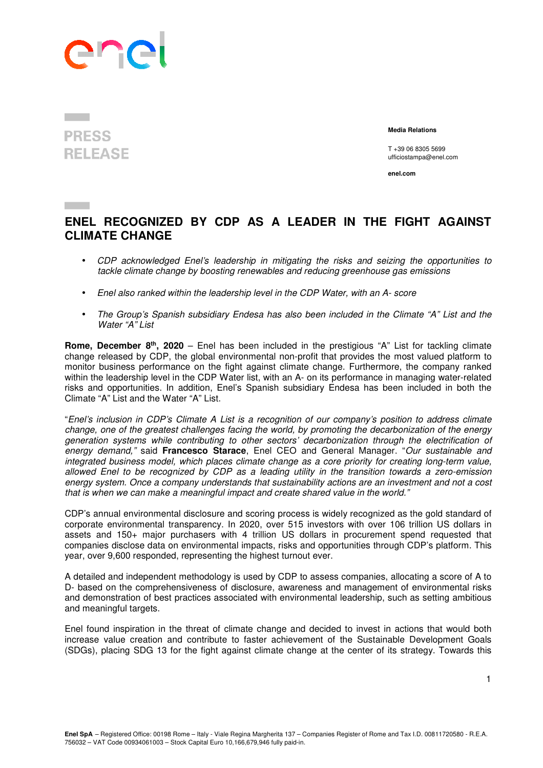PRESS RELEASE

**Media Relations**

T +39 06 8305 5699
ufficiostampa@enel.com

**enel.com**

# ENEL RECOGNIZED BY CDP AS A LEADER IN THE FIGHT AGAINST CLIMATE CHANGE

- *CDP acknowledged Enel's leadership in mitigating the risks and seizing the opportunities to tackle climate change by boosting renewables and reducing greenhouse gas emissions*
- *Enel also ranked within the leadership level in the CDP Water, with an A- score*
- *The Group's Spanish subsidiary Endesa has also been included in the Climate "A" List and the Water "A" List*

**Rome, December 8th, 2020** – Enel has been included in the prestigious "A" List for tackling climate change released by CDP, the global environmental non-profit that provides the most valued platform to monitor business performance on the fight against climate change. Furthermore, the company ranked within the leadership level in the CDP Water list, with an A- on its performance in managing water-related risks and opportunities. In addition, Enel's Spanish subsidiary Endesa has been included in both the Climate "A" List and the Water "A" List.

"*Enel's inclusion in CDP's Climate A List is a recognition of our company's position to address climate change, one of the greatest challenges facing the world, by promoting the decarbonization of the energy generation systems while contributing to other sectors' decarbonization through the electrification of energy demand,"* said **Francesco Starace**, Enel CEO and General Manager. "*Our sustainable and integrated business model, which places climate change as a core priority for creating long-term value, allowed Enel to be recognized by CDP as a leading utility in the transition towards a zero-emission energy system. Once a company understands that sustainability actions are an investment and not a cost that is when we can make a meaningful impact and create shared value in the world."*

CDP's annual environmental disclosure and scoring process is widely recognized as the gold standard of corporate environmental transparency. In 2020, over 515 investors with over 106 trillion US dollars in assets and 150+ major purchasers with 4 trillion US dollars in procurement spend requested that companies disclose data on environmental impacts, risks and opportunities through CDP's platform. This year, over 9,600 responded, representing the highest turnout ever.

A detailed and independent methodology is used by CDP to assess companies, allocating a score of A to D- based on the comprehensiveness of disclosure, awareness and management of environmental risks and demonstration of best practices associated with environmental leadership, such as setting ambitious and meaningful targets.

Enel found inspiration in the threat of climate change and decided to invest in actions that would both increase value creation and contribute to faster achievement of the Sustainable Development Goals (SDGs), placing SDG 13 for the fight against climate change at the center of its strategy. Towards this

**Enel SpA** – Registered Office: 00198 Rome – Italy - Viale Regina Margherita 137 – Companies Register of Rome and Tax I.D. 00811720580 - R.E.A. 756032 – VAT Code 00934061003 – Stock Capital Euro 10,166,679,946 fully paid-in.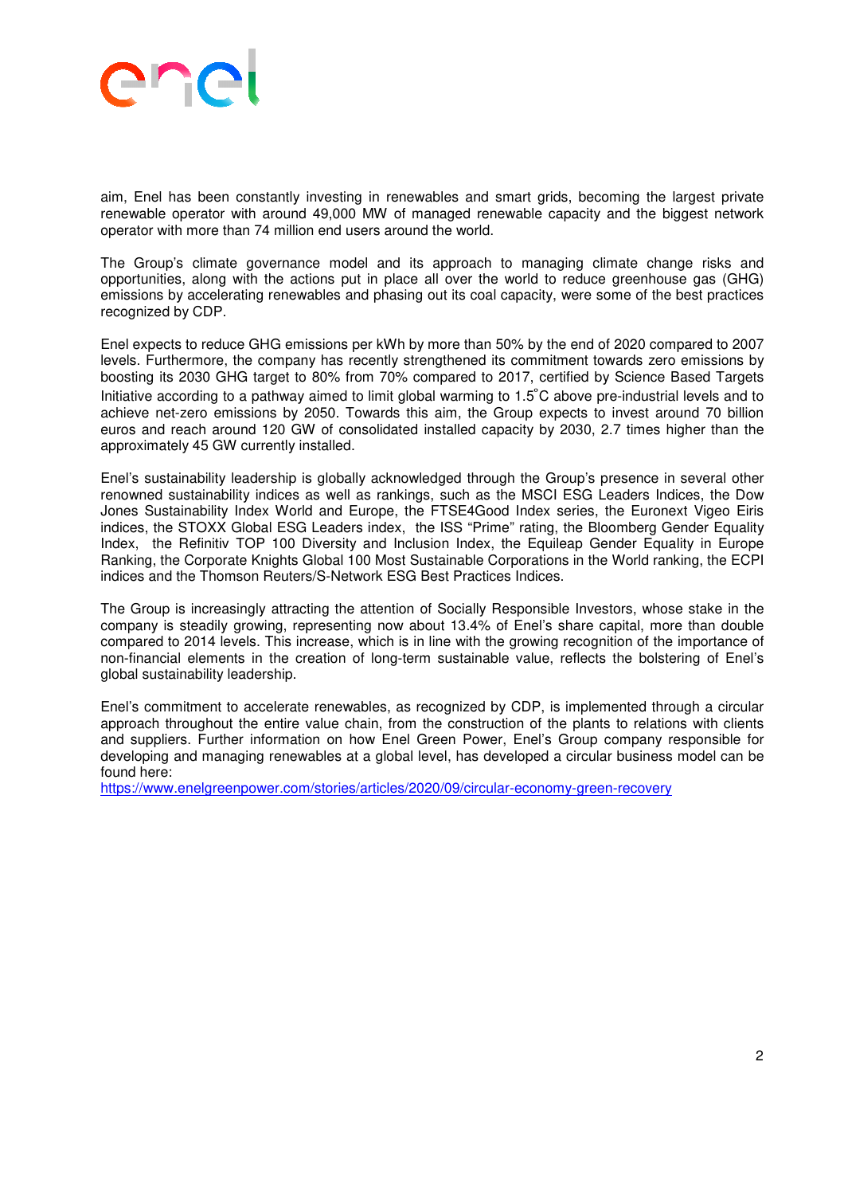aim, Enel has been constantly investing in renewables and smart grids, becoming the largest private renewable operator with around 49,000 MW of managed renewable capacity and the biggest network operator with more than 74 million end users around the world.

The Group's climate governance model and its approach to managing climate change risks and opportunities, along with the actions put in place all over the world to reduce greenhouse gas (GHG) emissions by accelerating renewables and phasing out its coal capacity, were some of the best practices recognized by CDP.

Enel expects to reduce GHG emissions per kWh by more than 50% by the end of 2020 compared to 2007 levels. Furthermore, the company has recently strengthened its commitment towards zero emissions by boosting its 2030 GHG target to 80% from 70% compared to 2017, certified by Science Based Targets Initiative according to a pathway aimed to limit global warming to 1.5°C above pre-industrial levels and to achieve net-zero emissions by 2050. Towards this aim, the Group expects to invest around 70 billion euros and reach around 120 GW of consolidated installed capacity by 2030, 2.7 times higher than the approximately 45 GW currently installed.

Enel's sustainability leadership is globally acknowledged through the Group's presence in several other renowned sustainability indices as well as rankings, such as the MSCI ESG Leaders Indices, the Dow Jones Sustainability Index World and Europe, the FTSE4Good Index series, the Euronext Vigeo Eiris indices, the STOXX Global ESG Leaders index, the ISS "Prime" rating, the Bloomberg Gender Equality Index, the Refinitiv TOP 100 Diversity and Inclusion Index, the Equileap Gender Equality in Europe Ranking, the Corporate Knights Global 100 Most Sustainable Corporations in the World ranking, the ECPI indices and the Thomson Reuters/S-Network ESG Best Practices Indices.

The Group is increasingly attracting the attention of Socially Responsible Investors, whose stake in the company is steadily growing, representing now about 13.4% of Enel's share capital, more than double compared to 2014 levels. This increase, which is in line with the growing recognition of the importance of non-financial elements in the creation of long-term sustainable value, reflects the bolstering of Enel's global sustainability leadership.

Enel's commitment to accelerate renewables, as recognized by CDP, is implemented through a circular approach throughout the entire value chain, from the construction of the plants to relations with clients and suppliers. Further information on how Enel Green Power, Enel's Group company responsible for developing and managing renewables at a global level, has developed a circular business model can be found here:
https://www.enelgreenpower.com/stories/articles/2020/09/circular-economy-green-recovery